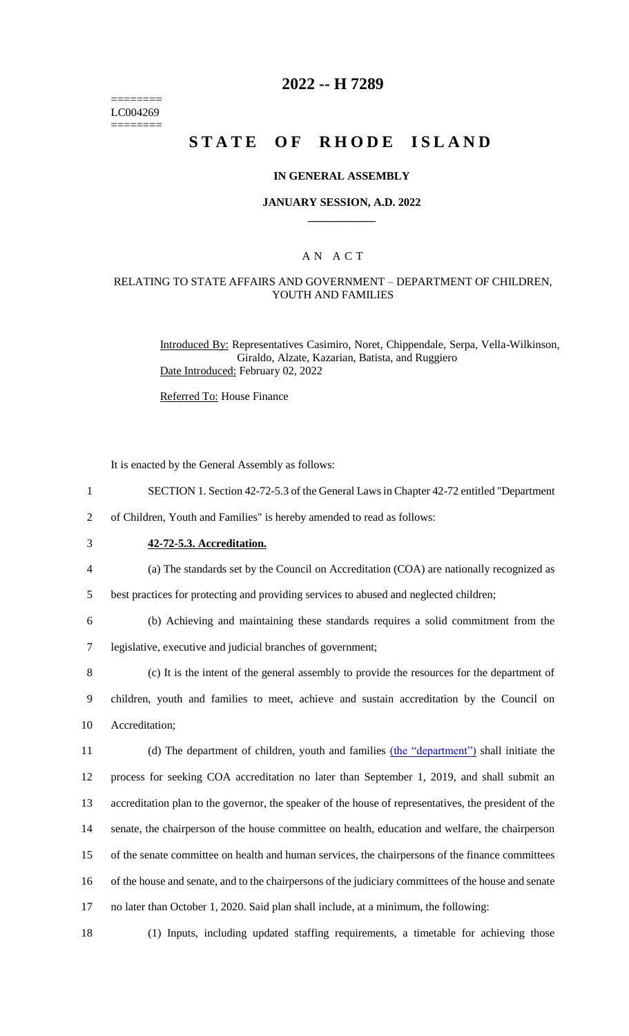========
LC004269
========

# 2022 -- H 7289

# STATE OF RHODE ISLAND

## IN GENERAL ASSEMBLY

### JANUARY SESSION, A.D. 2022

---

### A N A C T

#### RELATING TO STATE AFFAIRS AND GOVERNMENT – DEPARTMENT OF CHILDREN, YOUTH AND FAMILIES

Introduced By: Representatives Casimiro, Noret, Chippendale, Serpa, Vella-Wilkinson, Giraldo, Alzate, Kazarian, Batista, and Ruggiero

Date Introduced: February 02, 2022

Referred To: House Finance

It is enacted by the General Assembly as follows:

1 SECTION 1. Section 42-72-5.3 of the General Laws in Chapter 42-72 entitled "Department
2 of Children, Youth and Families" is hereby amended to read as follows:

3 **42-72-5.3. Accreditation.**

4 (a) The standards set by the Council on Accreditation (COA) are nationally recognized as
5 best practices for protecting and providing services to abused and neglected children;

6 (b) Achieving and maintaining these standards requires a solid commitment from the
7 legislative, executive and judicial branches of government;

8 (c) It is the intent of the general assembly to provide the resources for the department of
9 children, youth and families to meet, achieve and sustain accreditation by the Council on
10 Accreditation;

11 (d) The department of children, youth and families (the "department") shall initiate the
12 process for seeking COA accreditation no later than September 1, 2019, and shall submit an
13 accreditation plan to the governor, the speaker of the house of representatives, the president of the
14 senate, the chairperson of the house committee on health, education and welfare, the chairperson
15 of the senate committee on health and human services, the chairpersons of the finance committees
16 of the house and senate, and to the chairpersons of the judiciary committees of the house and senate
17 no later than October 1, 2020. Said plan shall include, at a minimum, the following:

18 (1) Inputs, including updated staffing requirements, a timetable for achieving those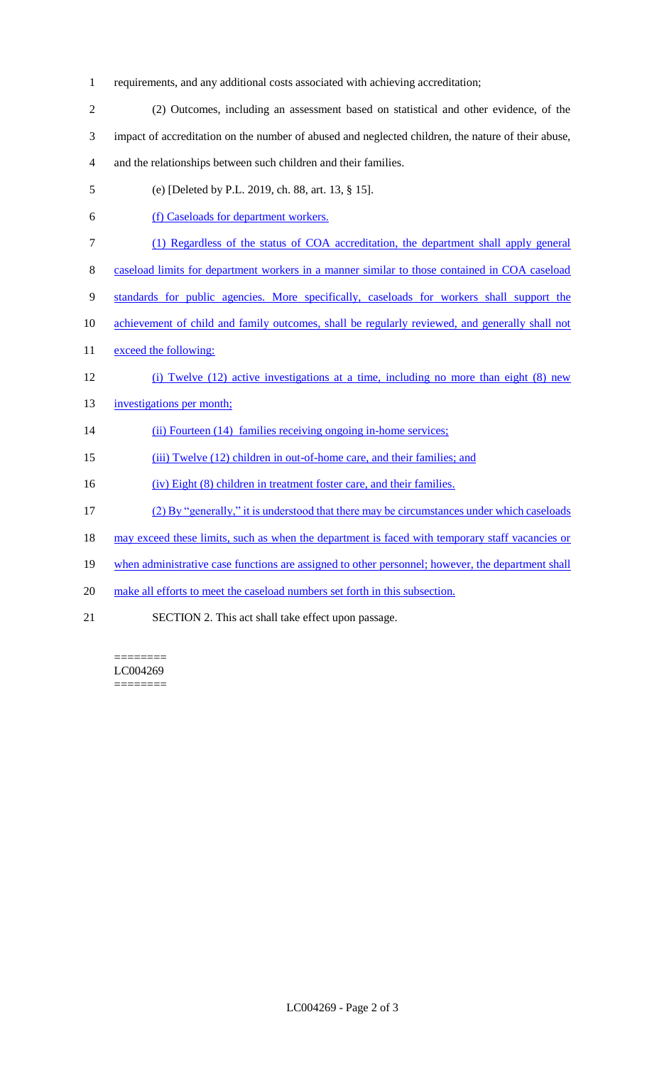requirements, and any additional costs associated with achieving accreditation;

(2) Outcomes, including an assessment based on statistical and other evidence, of the impact of accreditation on the number of abused and neglected children, the nature of their abuse, and the relationships between such children and their families.

(e) [Deleted by P.L. 2019, ch. 88, art. 13, § 15].

(f) Caseloads for department workers.

(1) Regardless of the status of COA accreditation, the department shall apply general caseload limits for department workers in a manner similar to those contained in COA caseload standards for public agencies. More specifically, caseloads for workers shall support the achievement of child and family outcomes, shall be regularly reviewed, and generally shall not exceed the following:

(i) Twelve (12) active investigations at a time, including no more than eight (8) new investigations per month;

(ii) Fourteen (14) families receiving ongoing in-home services;

(iii) Twelve (12) children in out-of-home care, and their families; and

(iv) Eight (8) children in treatment foster care, and their families.

(2) By "generally," it is understood that there may be circumstances under which caseloads may exceed these limits, such as when the department is faced with temporary staff vacancies or when administrative case functions are assigned to other personnel; however, the department shall make all efforts to meet the caseload numbers set forth in this subsection.

SECTION 2. This act shall take effect upon passage.

========
LC004269
========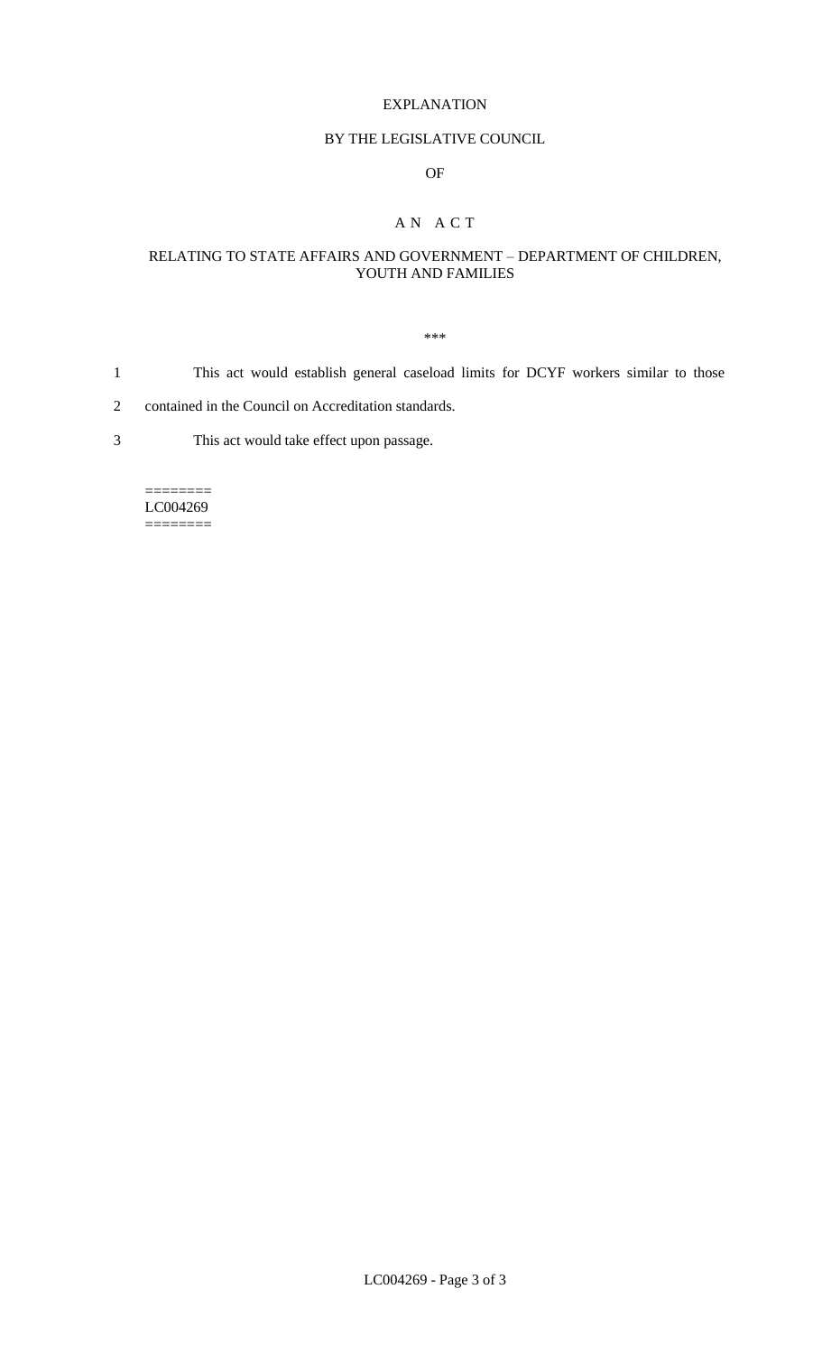EXPLANATION

BY THE LEGISLATIVE COUNCIL

OF

# A N A C T

RELATING TO STATE AFFAIRS AND GOVERNMENT – DEPARTMENT OF CHILDREN, YOUTH AND FAMILIES

\*\*\*

1 This act would establish general caseload limits for DCYF workers similar to those
2 contained in the Council on Accreditation standards.
3 This act would take effect upon passage.

========
LC004269
========